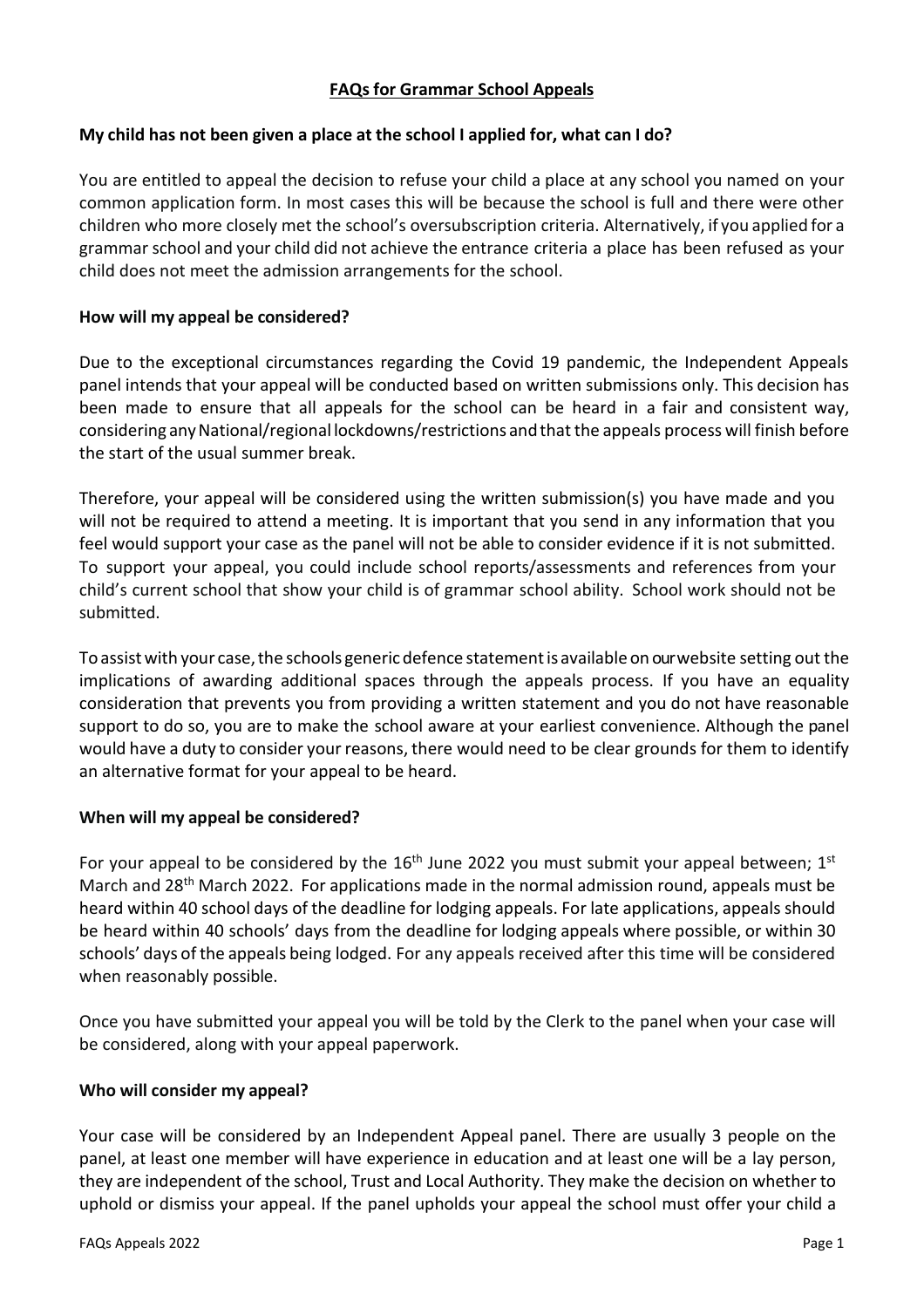# FAQs for Grammar School Appeals

### My child has not been given a place at the school I applied for, what can I do?

You are entitled to appeal the decision to refuse your child a place at any school you named on your common application form. In most cases this will be because the school is full and there were other children who more closely met the school's oversubscription criteria. Alternatively, if you applied for a grammar school and your child did not achieve the entrance criteria a place has been refused as your child does not meet the admission arrangements for the school.

### How will my appeal be considered?

Due to the exceptional circumstances regarding the Covid 19 pandemic, the Independent Appeals panel intends that your appeal will be conducted based on written submissions only. This decision has been made to ensure that all appeals for the school can be heard in a fair and consistent way, considering any National/regional lockdowns/restrictions and that the appeals process will finish before the start of the usual summer break.

Therefore, your appeal will be considered using the written submission(s) you have made and you will not be required to attend a meeting. It is important that you send in any information that you feel would support your case as the panel will not be able to consider evidence if it is not submitted. To support your appeal, you could include school reports/assessments and references from your child's current school that show your child is of grammar school ability. School work should not be submitted.

To assist with your case, the schools generic defence statement is available on our website setting out the implications of awarding additional spaces through the appeals process. If you have an equality consideration that prevents you from providing a written statement and you do not have reasonable support to do so, you are to make the school aware at your earliest convenience. Although the panel would have a duty to consider your reasons, there would need to be clear grounds for them to identify an alternative format for your appeal to be heard.

### When will my appeal be considered?

For your appeal to be considered by the 16th June 2022 you must submit your appeal between; 1st March and 28th March 2022. For applications made in the normal admission round, appeals must be heard within 40 school days of the deadline for lodging appeals. For late applications, appeals should be heard within 40 schools' days from the deadline for lodging appeals where possible, or within 30 schools' days of the appeals being lodged. For any appeals received after this time will be considered when reasonably possible.

Once you have submitted your appeal you will be told by the Clerk to the panel when your case will be considered, along with your appeal paperwork.

### Who will consider my appeal?

Your case will be considered by an Independent Appeal panel. There are usually 3 people on the panel, at least one member will have experience in education and at least one will be a lay person, they are independent of the school, Trust and Local Authority. They make the decision on whether to uphold or dismiss your appeal. If the panel upholds your appeal the school must offer your child a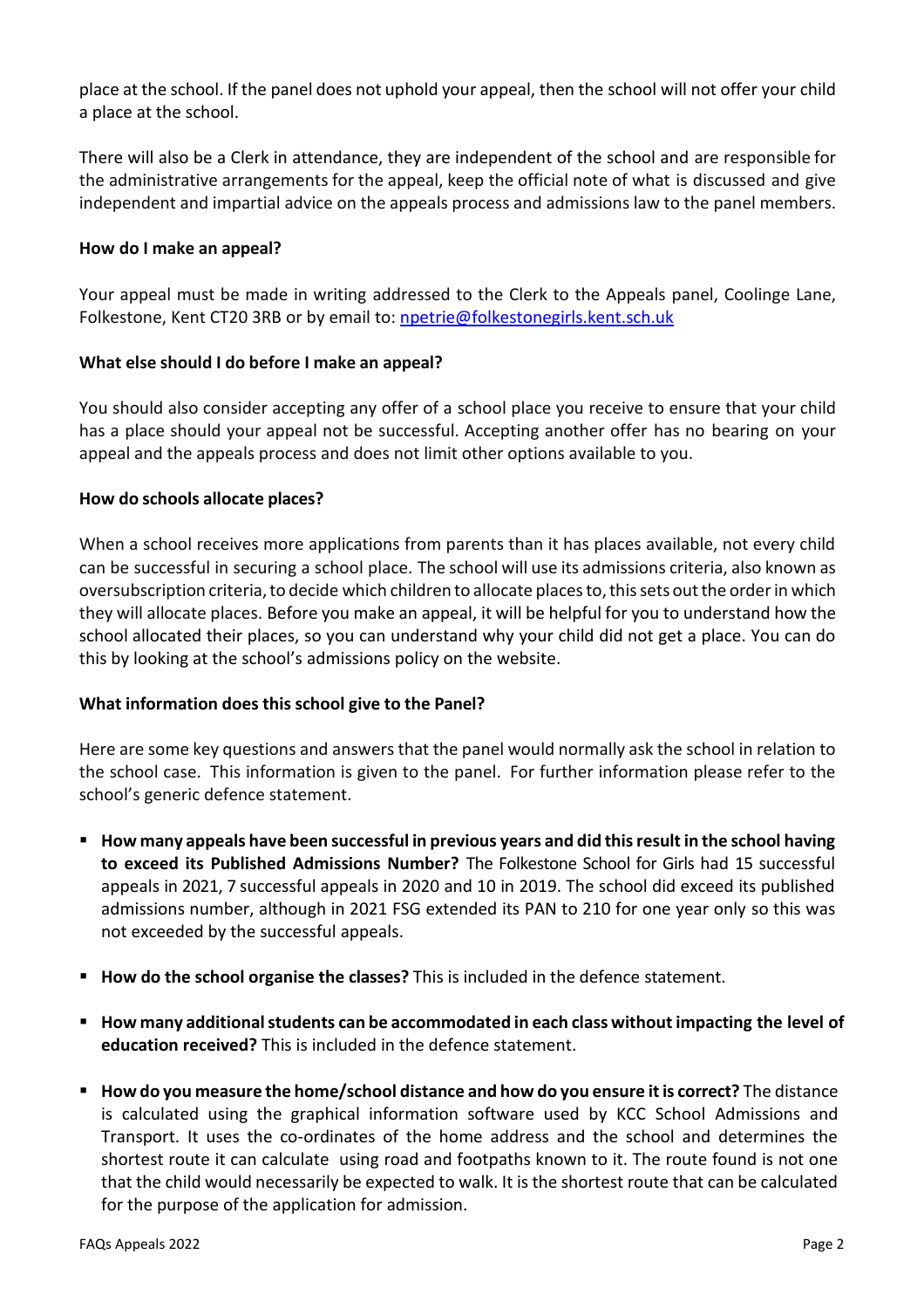place at the school. If the panel does not uphold your appeal, then the school will not offer your child a place at the school.

There will also be a Clerk in attendance, they are independent of the school and are responsible for the administrative arrangements for the appeal, keep the official note of what is discussed and give independent and impartial advice on the appeals process and admissions law to the panel members.

**How do I make an appeal?**

Your appeal must be made in writing addressed to the Clerk to the Appeals panel, Coolinge Lane, Folkestone, Kent CT20 3RB or by email to: npetrie@folkestonegirls.kent.sch.uk

**What else should I do before I make an appeal?**

You should also consider accepting any offer of a school place you receive to ensure that your child has a place should your appeal not be successful. Accepting another offer has no bearing on your appeal and the appeals process and does not limit other options available to you.

**How do schools allocate places?**

When a school receives more applications from parents than it has places available, not every child can be successful in securing a school place. The school will use its admissions criteria, also known as oversubscription criteria, to decide which children to allocate places to, this sets out the order in which they will allocate places. Before you make an appeal, it will be helpful for you to understand how the school allocated their places, so you can understand why your child did not get a place. You can do this by looking at the school's admissions policy on the website.

**What information does this school give to the Panel?**

Here are some key questions and answers that the panel would normally ask the school in relation to the school case. This information is given to the panel. For further information please refer to the school's generic defence statement.

- **How many appeals have been successful in previous years and did this result in the school having to exceed its Published Admissions Number?** The Folkestone School for Girls had 15 successful appeals in 2021, 7 successful appeals in 2020 and 10 in 2019. The school did exceed its published admissions number, although in 2021 FSG extended its PAN to 210 for one year only so this was not exceeded by the successful appeals.
- **How do the school organise the classes?** This is included in the defence statement.
- **How many additional students can be accommodated in each class without impacting the level of education received?** This is included in the defence statement.
- **How do you measure the home/school distance and how do you ensure it is correct?** The distance is calculated using the graphical information software used by KCC School Admissions and Transport. It uses the co-ordinates of the home address and the school and determines the shortest route it can calculate using road and footpaths known to it. The route found is not one that the child would necessarily be expected to walk. It is the shortest route that can be calculated for the purpose of the application for admission.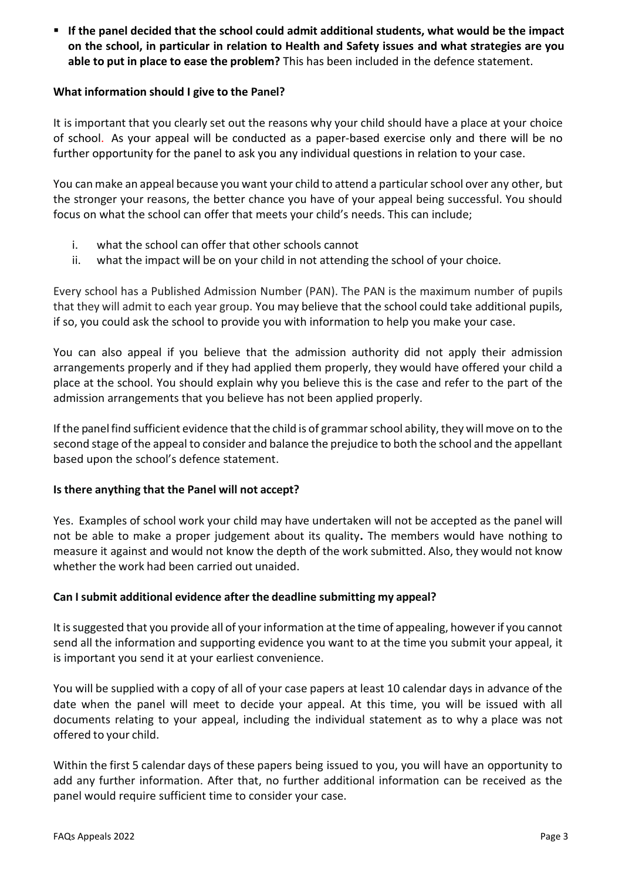- **If the panel decided that the school could admit additional students, what would be the impact on the school, in particular in relation to Health and Safety issues and what strategies are you able to put in place to ease the problem?** This has been included in the defence statement.

**What information should I give to the Panel?**

It is important that you clearly set out the reasons why your child should have a place at your choice of school. As your appeal will be conducted as a paper-based exercise only and there will be no further opportunity for the panel to ask you any individual questions in relation to your case.

You can make an appeal because you want your child to attend a particular school over any other, but the stronger your reasons, the better chance you have of your appeal being successful. You should focus on what the school can offer that meets your child's needs. This can include;

i. what the school can offer that other schools cannot
ii. what the impact will be on your child in not attending the school of your choice.

Every school has a Published Admission Number (PAN). The PAN is the maximum number of pupils that they will admit to each year group. You may believe that the school could take additional pupils, if so, you could ask the school to provide you with information to help you make your case.

You can also appeal if you believe that the admission authority did not apply their admission arrangements properly and if they had applied them properly, they would have offered your child a place at the school. You should explain why you believe this is the case and refer to the part of the admission arrangements that you believe has not been applied properly.

If the panel find sufficient evidence that the child is of grammar school ability, they will move on to the second stage of the appeal to consider and balance the prejudice to both the school and the appellant based upon the school's defence statement.

**Is there anything that the Panel will not accept?**

Yes. Examples of school work your child may have undertaken will not be accepted as the panel will not be able to make a proper judgement about its quality**.** The members would have nothing to measure it against and would not know the depth of the work submitted. Also, they would not know whether the work had been carried out unaided.

**Can I submit additional evidence after the deadline submitting my appeal?**

It is suggested that you provide all of your information at the time of appealing, however if you cannot send all the information and supporting evidence you want to at the time you submit your appeal, it is important you send it at your earliest convenience.

You will be supplied with a copy of all of your case papers at least 10 calendar days in advance of the date when the panel will meet to decide your appeal. At this time, you will be issued with all documents relating to your appeal, including the individual statement as to why a place was not offered to your child.

Within the first 5 calendar days of these papers being issued to you, you will have an opportunity to add any further information. After that, no further additional information can be received as the panel would require sufficient time to consider your case.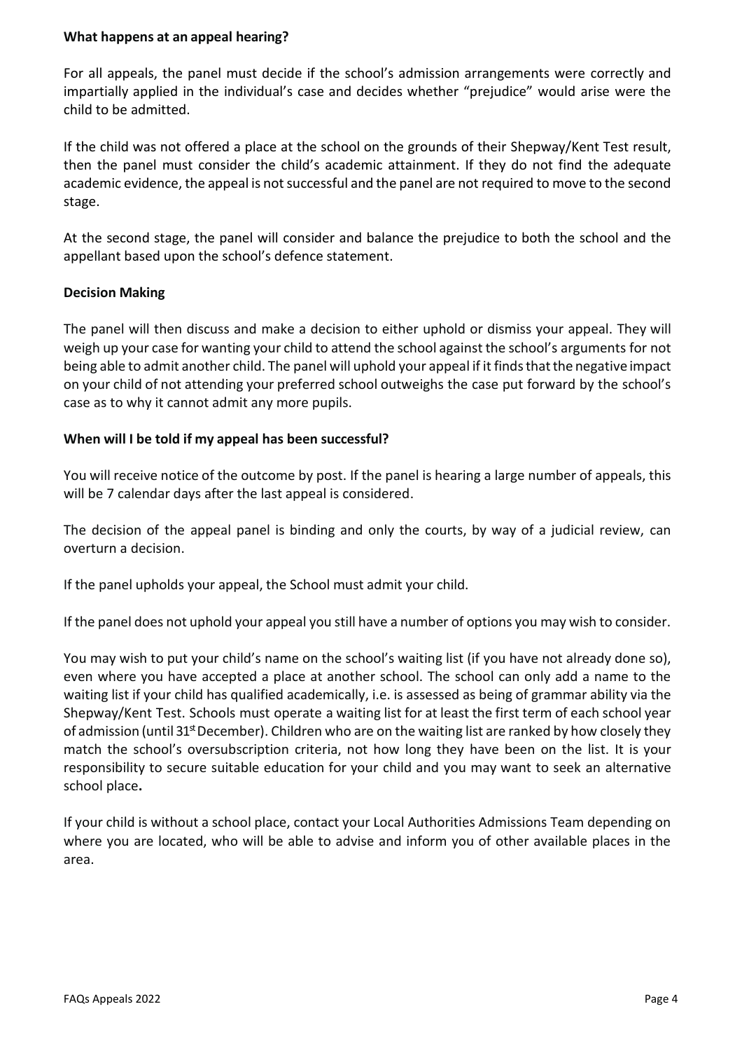### What happens at an appeal hearing?

For all appeals, the panel must decide if the school's admission arrangements were correctly and impartially applied in the individual's case and decides whether "prejudice" would arise were the child to be admitted.

If the child was not offered a place at the school on the grounds of their Shepway/Kent Test result, then the panel must consider the child's academic attainment. If they do not find the adequate academic evidence, the appeal is not successful and the panel are not required to move to the second stage.

At the second stage, the panel will consider and balance the prejudice to both the school and the appellant based upon the school's defence statement.

### Decision Making

The panel will then discuss and make a decision to either uphold or dismiss your appeal. They will weigh up your case for wanting your child to attend the school against the school's arguments for not being able to admit another child. The panel will uphold your appeal if it finds that the negative impact on your child of not attending your preferred school outweighs the case put forward by the school's case as to why it cannot admit any more pupils.

### When will I be told if my appeal has been successful?

You will receive notice of the outcome by post. If the panel is hearing a large number of appeals, this will be 7 calendar days after the last appeal is considered.

The decision of the appeal panel is binding and only the courts, by way of a judicial review, can overturn a decision.

If the panel upholds your appeal, the School must admit your child.

If the panel does not uphold your appeal you still have a number of options you may wish to consider.

You may wish to put your child's name on the school's waiting list (if you have not already done so), even where you have accepted a place at another school. The school can only add a name to the waiting list if your child has qualified academically, i.e. is assessed as being of grammar ability via the Shepway/Kent Test. Schools must operate a waiting list for at least the first term of each school year of admission (until 31st December). Children who are on the waiting list are ranked by how closely they match the school's oversubscription criteria, not how long they have been on the list. It is your responsibility to secure suitable education for your child and you may want to seek an alternative school place**.**

If your child is without a school place, contact your Local Authorities Admissions Team depending on where you are located, who will be able to advise and inform you of other available places in the area.